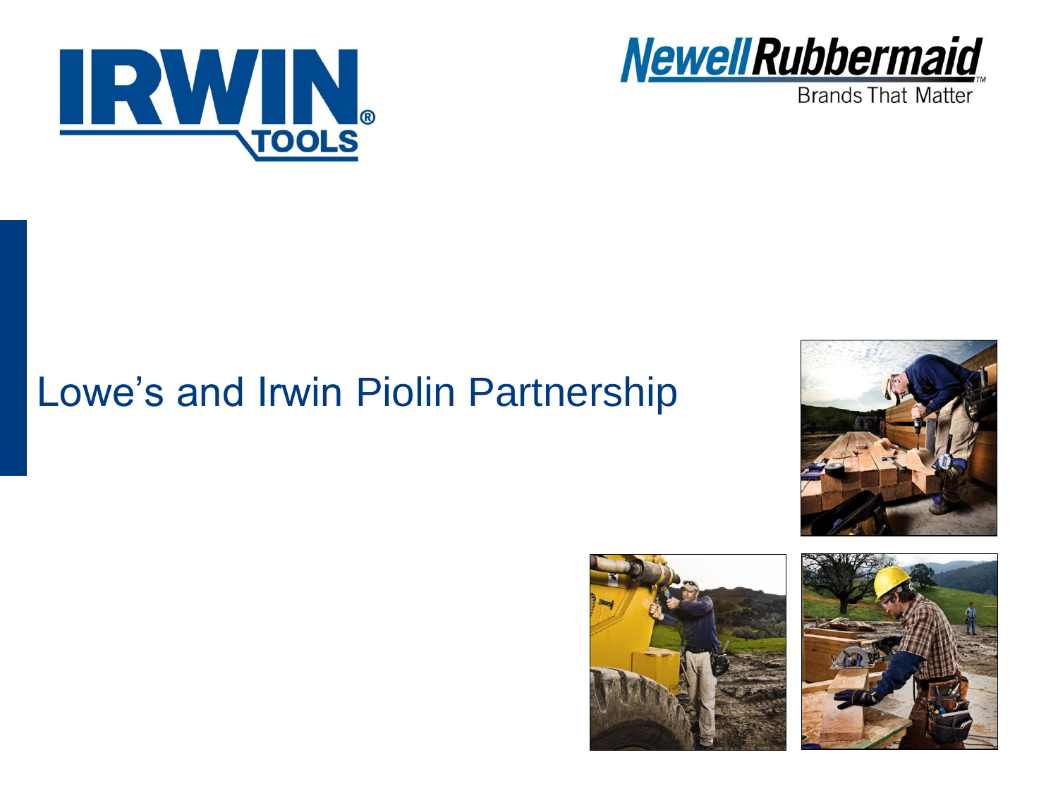# Lowe's and Irwin Piolin Partnership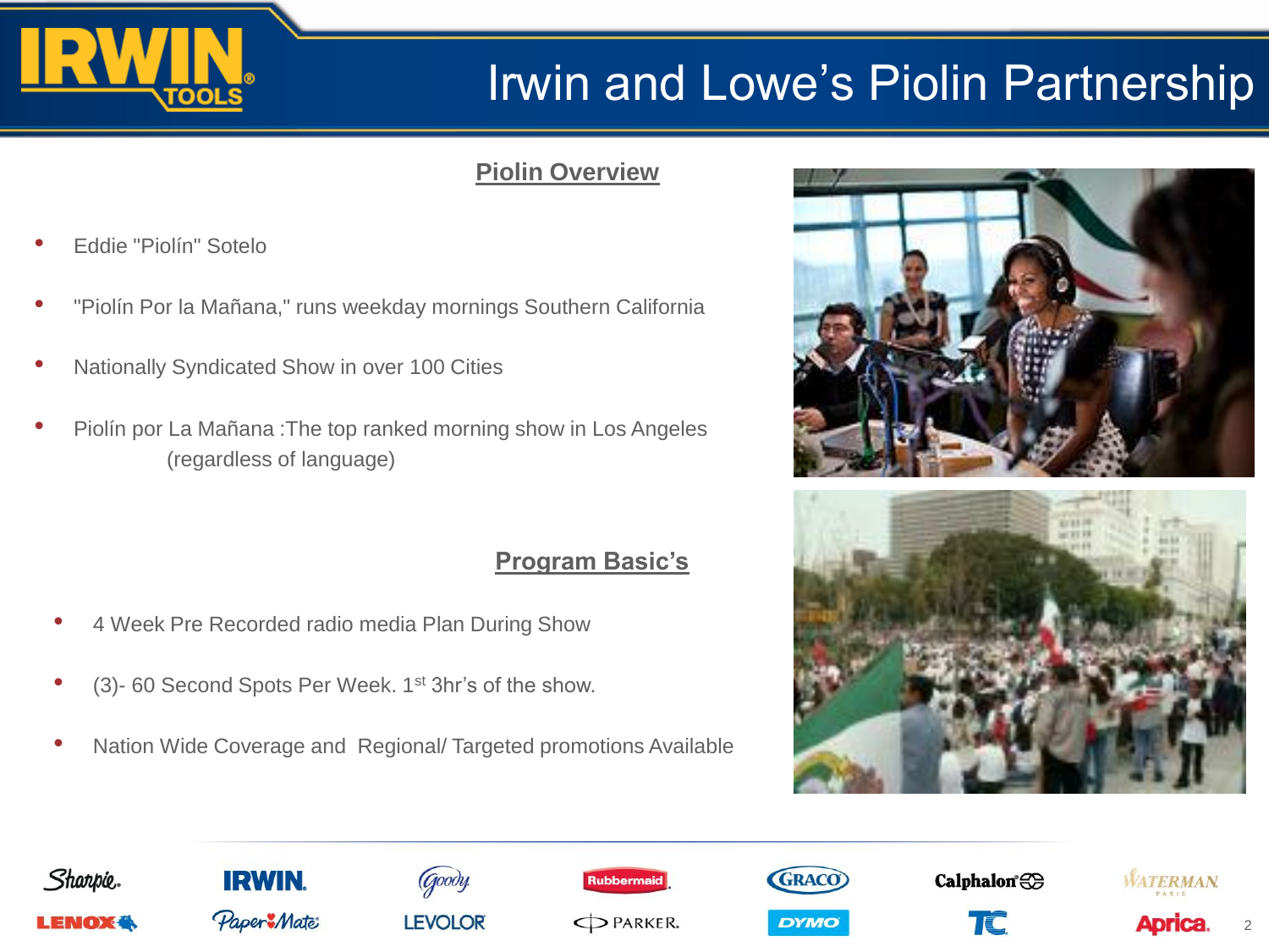# Irwin and Lowe's Piolin Partnership

## Piolin Overview

- Eddie "Piolín" Sotelo
- "Piolín Por la Mañana," runs weekday mornings Southern California
- Nationally Syndicated Show in over 100 Cities
- Piolín por La Mañana :The top ranked morning show in Los Angeles (regardless of language)

## Program Basic's

- 4 Week Pre Recorded radio media Plan During Show
- (3)- 60 Second Spots Per Week. 1st 3hr's of the show.
- Nation Wide Coverage and Regional/ Targeted promotions Available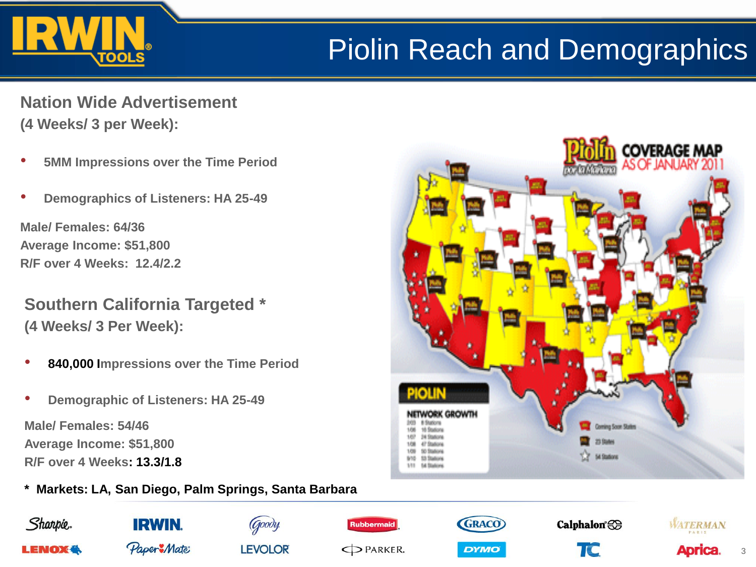# Piolin Reach and Demographics

## Nation Wide Advertisement
(4 Weeks/ 3 per Week):

- 5MM Impressions over the Time Period
- Demographics of Listeners: HA 25-49

Male/ Females: 64/36
Average Income: $51,800
R/F over 4 Weeks: 12.4/2.2

## Southern California Targeted *
(4 Weeks/ 3 Per Week):

- **840,000 I**mpressions over the Time Period
- Demographic of Listeners: HA 25-49

Male/ Females: 54/46
Average Income: $51,800
R/F over 4 Weeks**: 13.3/1.8**

**\* Markets: LA, San Diego, Palm Springs, Santa Barbara**

Piolín por la Mañana COVERAGE MAP AS OF JANUARY 2011

PIOLIN NETWORK GROWTH

| | |
|---|---|
| 2/03 | 8 Stations |
| 1/06 | 16 Stations |
| 1/07 | 24 Stations |
| 1/08 | 47 Stations |
| 1/09 | 50 Stations |
| 9/10 | 53 Stations |
| 1/11 | 54 Stations |

Coming Soon States
23 States
54 Stations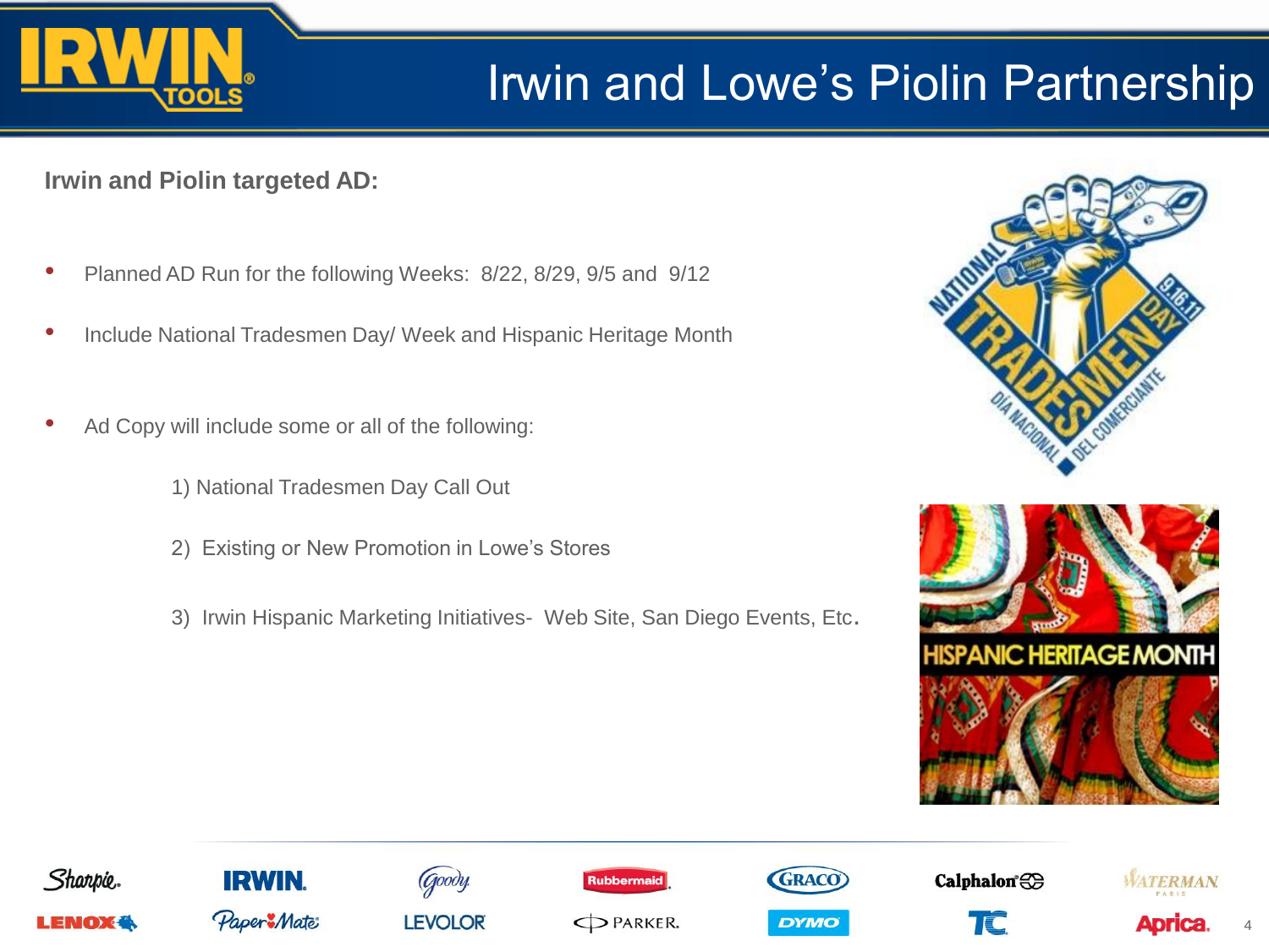# Irwin and Lowe's Piolin Partnership

**Irwin and Piolin targeted AD:**

- Planned AD Run for the following Weeks: 8/22, 8/29, 9/5 and 9/12
- Include National Tradesmen Day/ Week and Hispanic Heritage Month
- Ad Copy will include some or all of the following:

    1) National Tradesmen Day Call Out

    2) Existing or New Promotion in Lowe's Stores

    3) Irwin Hispanic Marketing Initiatives- Web Site, San Diego Events, Etc.